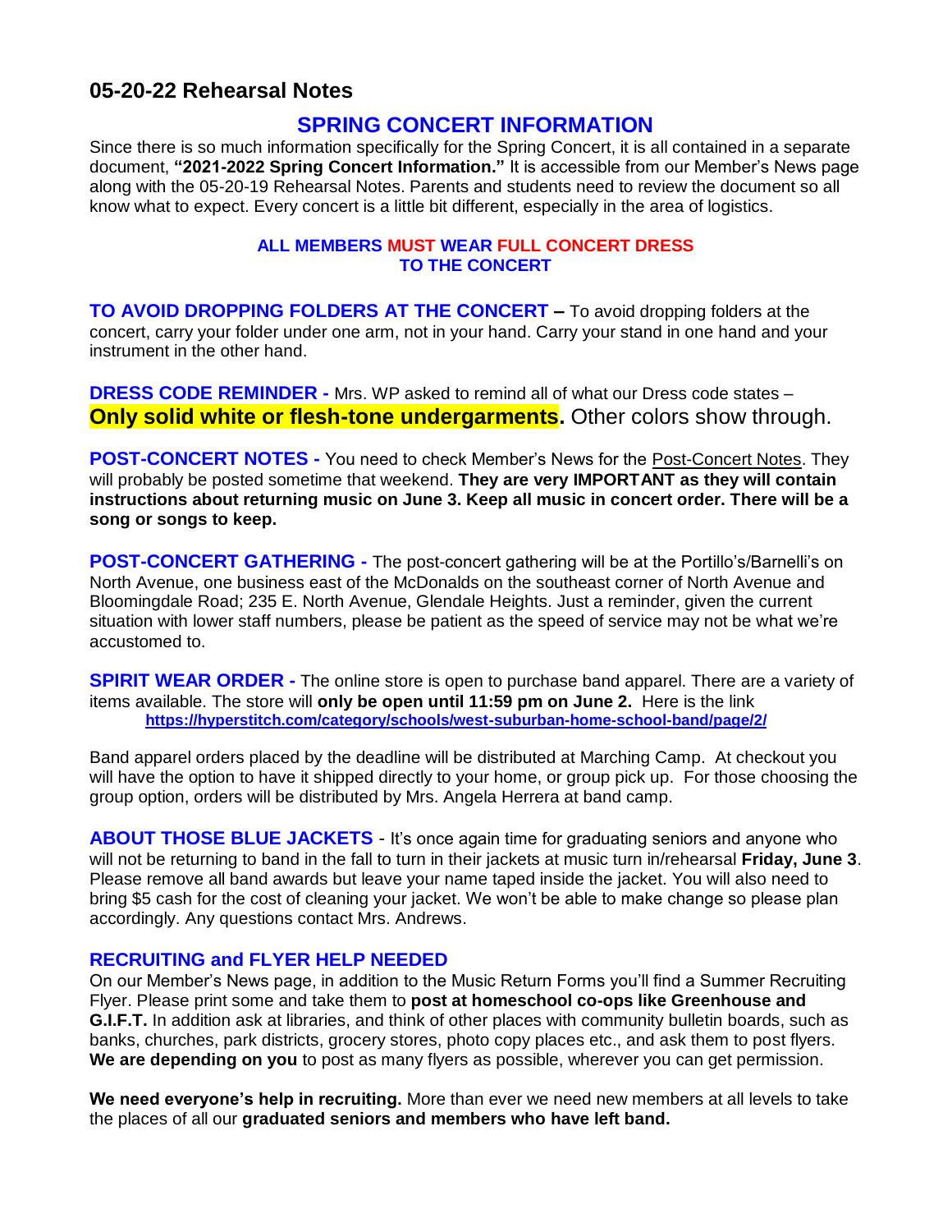## 05-20-22 Rehearsal Notes

# SPRING CONCERT INFORMATION

Since there is so much information specifically for the Spring Concert, it is all contained in a separate document, **"2021-2022 Spring Concert Information."** It is accessible from our Member's News page along with the 05-20-19 Rehearsal Notes. Parents and students need to review the document so all know what to expect. Every concert is a little bit different, especially in the area of logistics.

**ALL MEMBERS MUST WEAR FULL CONCERT DRESS TO THE CONCERT**

**TO AVOID DROPPING FOLDERS AT THE CONCERT –** To avoid dropping folders at the concert, carry your folder under one arm, not in your hand. Carry your stand in one hand and your instrument in the other hand.

**DRESS CODE REMINDER -** Mrs. WP asked to remind all of what our Dress code states – **Only solid white or flesh-tone undergarments.** Other colors show through.

**POST-CONCERT NOTES -** You need to check Member's News for the Post-Concert Notes. They will probably be posted sometime that weekend. **They are very IMPORTANT as they will contain instructions about returning music on June 3. Keep all music in concert order. There will be a song or songs to keep.**

**POST-CONCERT GATHERING -** The post-concert gathering will be at the Portillo's/Barnelli's on North Avenue, one business east of the McDonalds on the southeast corner of North Avenue and Bloomingdale Road; 235 E. North Avenue, Glendale Heights. Just a reminder, given the current situation with lower staff numbers, please be patient as the speed of service may not be what we're accustomed to.

**SPIRIT WEAR ORDER -** The online store is open to purchase band apparel. There are a variety of items available. The store will **only be open until 11:59 pm on June 2.** Here is the link **https://hyperstitch.com/category/schools/west-suburban-home-school-band/page/2/**

Band apparel orders placed by the deadline will be distributed at Marching Camp. At checkout you will have the option to have it shipped directly to your home, or group pick up. For those choosing the group option, orders will be distributed by Mrs. Angela Herrera at band camp.

**ABOUT THOSE BLUE JACKETS** - It's once again time for graduating seniors and anyone who will not be returning to band in the fall to turn in their jackets at music turn in/rehearsal **Friday, June 3**. Please remove all band awards but leave your name taped inside the jacket. You will also need to bring $5 cash for the cost of cleaning your jacket. We won't be able to make change so please plan accordingly. Any questions contact Mrs. Andrews.

**RECRUITING and FLYER HELP NEEDED**

On our Member's News page, in addition to the Music Return Forms you'll find a Summer Recruiting Flyer. Please print some and take them to **post at homeschool co-ops like Greenhouse and G.I.F.T.** In addition ask at libraries, and think of other places with community bulletin boards, such as banks, churches, park districts, grocery stores, photo copy places etc., and ask them to post flyers. **We are depending on you** to post as many flyers as possible, wherever you can get permission.

**We need everyone's help in recruiting.** More than ever we need new members at all levels to take the places of all our **graduated seniors and members who have left band.**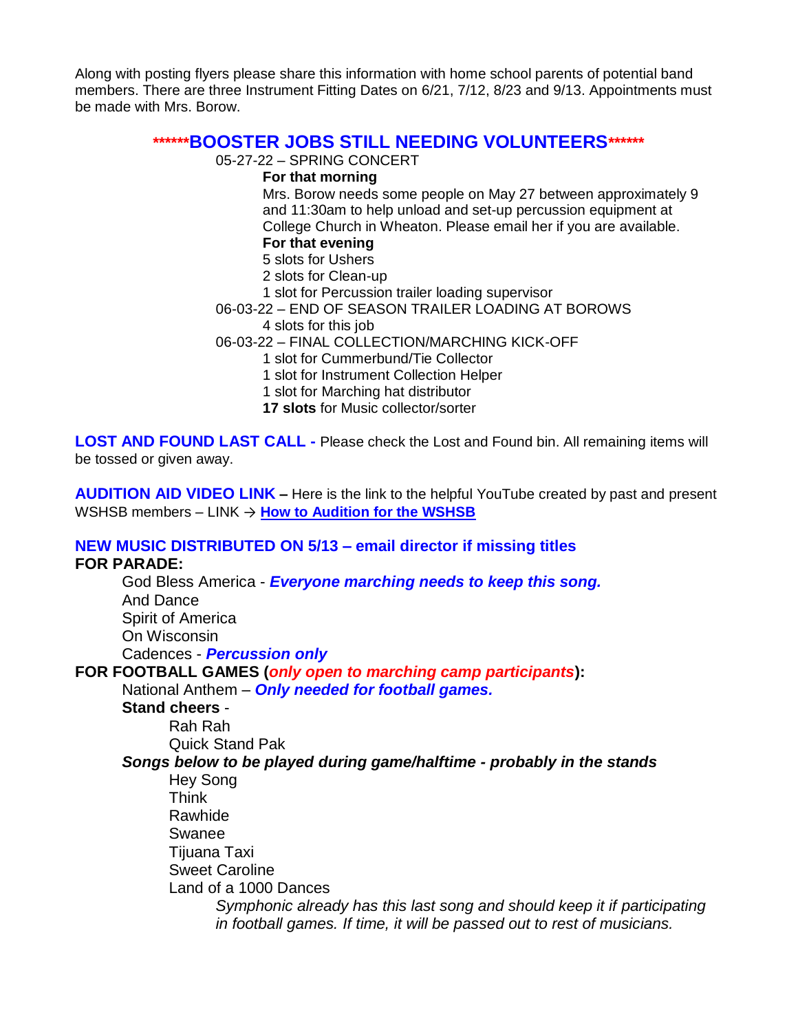Along with posting flyers please share this information with home school parents of potential band members. There are three Instrument Fitting Dates on 6/21, 7/12, 8/23 and 9/13. Appointments must be made with Mrs. Borow.

## ******BOOSTER JOBS STILL NEEDING VOLUNTEERS******

05-27-22 – SPRING CONCERT

**For that morning**

Mrs. Borow needs some people on May 27 between approximately 9 and 11:30am to help unload and set-up percussion equipment at College Church in Wheaton. Please email her if you are available.

**For that evening**

5 slots for Ushers
2 slots for Clean-up
1 slot for Percussion trailer loading supervisor

06-03-22 – END OF SEASON TRAILER LOADING AT BOROWS

4 slots for this job

06-03-22 – FINAL COLLECTION/MARCHING KICK-OFF

1 slot for Cummerbund/Tie Collector
1 slot for Instrument Collection Helper
1 slot for Marching hat distributor
**17 slots** for Music collector/sorter

**LOST AND FOUND LAST CALL -** Please check the Lost and Found bin. All remaining items will be tossed or given away.

**AUDITION AID VIDEO LINK –** Here is the link to the helpful YouTube created by past and present WSHSB members – LINK → **How to Audition for the WSHSB**

**NEW MUSIC DISTRIBUTED ON 5/13 – email director if missing titles**

**FOR PARADE:**

- God Bless America - ***Everyone marching needs to keep this song.***
- And Dance
- Spirit of America
- On Wisconsin
- Cadences - ***Percussion only***

**FOR FOOTBALL GAMES (*only open to marching camp participants*):**

- National Anthem – ***Only needed for football games.***
- **Stand cheers** -
  - Rah Rah
  - Quick Stand Pak
- ***Songs below to be played during game/halftime - probably in the stands***
  - Hey Song
  - Think
  - Rawhide
  - Swanee
  - Tijuana Taxi
  - Sweet Caroline
  - Land of a 1000 Dances
    - *Symphonic already has this last song and should keep it if participating in football games. If time, it will be passed out to rest of musicians.*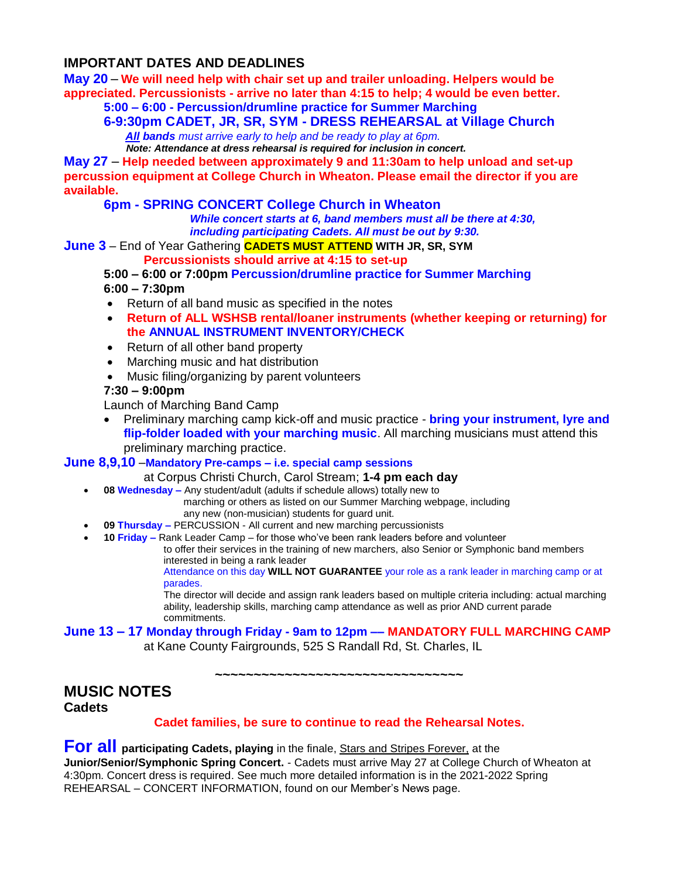## IMPORTANT DATES AND DEADLINES

**May 20** – **We will need help with chair set up and trailer unloading. Helpers would be appreciated. Percussionists - arrive no later than 4:15 to help; 4 would be even better.**

**5:00 – 6:00 - Percussion/drumline practice for Summer Marching**

**6-9:30pm CADET, JR, SR, SYM - DRESS REHEARSAL at Village Church**

***All* bands** *must arrive early to help and be ready to play at 6pm.*

***Note: Attendance at dress rehearsal is required for inclusion in concert.***

**May 27** – **Help needed between approximately 9 and 11:30am to help unload and set-up percussion equipment at College Church in Wheaton. Please email the director if you are available.**

**6pm - SPRING CONCERT College Church in Wheaton**

***While concert starts at 6, band members must all be there at 4:30, including participating Cadets. All must be out by 9:30.***

**June 3** – End of Year Gathering **CADETS MUST ATTEND WITH JR, SR, SYM**

**Percussionists should arrive at 4:15 to set-up**

**5:00 – 6:00 or 7:00pm Percussion/drumline practice for Summer Marching**

**6:00 – 7:30pm**

- Return of all band music as specified in the notes
- **Return of ALL WSHSB rental/loaner instruments (whether keeping or returning) for the ANNUAL INSTRUMENT INVENTORY/CHECK**
- Return of all other band property
- Marching music and hat distribution
- Music filing/organizing by parent volunteers

**7:30 – 9:00pm**

Launch of Marching Band Camp

- Preliminary marching camp kick-off and music practice - **bring your instrument, lyre and flip-folder loaded with your marching music**. All marching musicians must attend this preliminary marching practice.

**June 8,9,10** –**Mandatory Pre-camps – i.e. special camp sessions**

at Corpus Christi Church, Carol Stream; **1-4 pm each day**

- **08 Wednesday –** Any student/adult (adults if schedule allows) totally new to marching or others as listed on our Summer Marching webpage, including any new (non-musician) students for guard unit.
- **09 Thursday –** PERCUSSION - All current and new marching percussionists
- **10 Friday –** Rank Leader Camp – for those who've been rank leaders before and volunteer to offer their services in the training of new marchers, also Senior or Symphonic band members interested in being a rank leader

  Attendance on this day **WILL NOT GUARANTEE** your role as a rank leader in marching camp or at parades.

  The director will decide and assign rank leaders based on multiple criteria including: actual marching ability, leadership skills, marching camp attendance as well as prior AND current parade commitments.

**June 13 – 17 Monday through Friday - 9am to 12pm –– MANDATORY FULL MARCHING CAMP**

at Kane County Fairgrounds, 525 S Randall Rd, St. Charles, IL

~~~~~~~~~~~~~~~~~~~~~~~~~~~~~~~~~~~~

## MUSIC NOTES

### Cadets

**Cadet families, be sure to continue to read the Rehearsal Notes.**

**For all participating Cadets, playing** in the finale, Stars and Stripes Forever, at the **Junior/Senior/Symphonic Spring Concert.** - Cadets must arrive May 27 at College Church of Wheaton at 4:30pm. Concert dress is required. See much more detailed information is in the 2021-2022 Spring REHEARSAL – CONCERT INFORMATION, found on our Member's News page.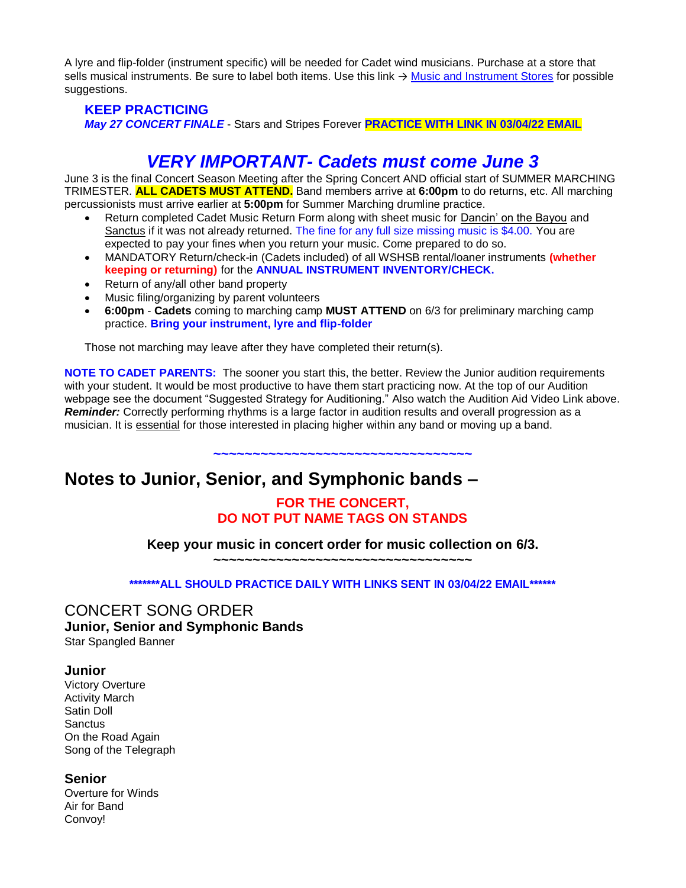A lyre and flip-folder (instrument specific) will be needed for Cadet wind musicians. Purchase at a store that sells musical instruments. Be sure to label both items. Use this link → [Music and Instrument Stores]() for possible suggestions.

### KEEP PRACTICING

***May 27 CONCERT FINALE*** - Stars and Stripes Forever **PRACTICE WITH LINK IN 03/04/22 EMAIL**

## *VERY IMPORTANT- Cadets must come June 3*

June 3 is the final Concert Season Meeting after the Spring Concert AND official start of SUMMER MARCHING TRIMESTER. **ALL CADETS MUST ATTEND.** Band members arrive at **6:00pm** to do returns, etc. All marching percussionists must arrive earlier at **5:00pm** for Summer Marching drumline practice.

- Return completed Cadet Music Return Form along with sheet music for Dancin' on the Bayou and Sanctus if it was not already returned. The fine for any full size missing music is $4.00. You are expected to pay your fines when you return your music. Come prepared to do so.
- MANDATORY Return/check-in (Cadets included) of all WSHSB rental/loaner instruments **(whether keeping or returning)** for the **ANNUAL INSTRUMENT INVENTORY/CHECK.**
- Return of any/all other band property
- Music filing/organizing by parent volunteers
- **6:00pm** - **Cadets** coming to marching camp **MUST ATTEND** on 6/3 for preliminary marching camp practice. **Bring your instrument, lyre and flip-folder**

Those not marching may leave after they have completed their return(s).

**NOTE TO CADET PARENTS:** The sooner you start this, the better. Review the Junior audition requirements with your student. It would be most productive to have them start practicing now. At the top of our Audition webpage see the document "Suggested Strategy for Auditioning." Also watch the Audition Aid Video Link above. ***Reminder:*** Correctly performing rhythms is a large factor in audition results and overall progression as a musician. It is essential for those interested in placing higher within any band or moving up a band.

~~~~~~~~~~~~~~~~~~~~~~~~~~~~~~~~~~~

## Notes to Junior, Senior, and Symphonic bands –

**FOR THE CONCERT,**
**DO NOT PUT NAME TAGS ON STANDS**

**Keep your music in concert order for music collection on 6/3.**

~~~~~~~~~~~~~~~~~~~~~~~~~~~~~~~~~~~

**\*\*\*\*\*\*\*ALL SHOULD PRACTICE DAILY WITH LINKS SENT IN 03/04/22 EMAIL\*\*\*\*\*\***

## CONCERT SONG ORDER

### Junior, Senior and Symphonic Bands

Star Spangled Banner

### Junior

Victory Overture
Activity March
Satin Doll
Sanctus
On the Road Again
Song of the Telegraph

### Senior

Overture for Winds
Air for Band
Convoy!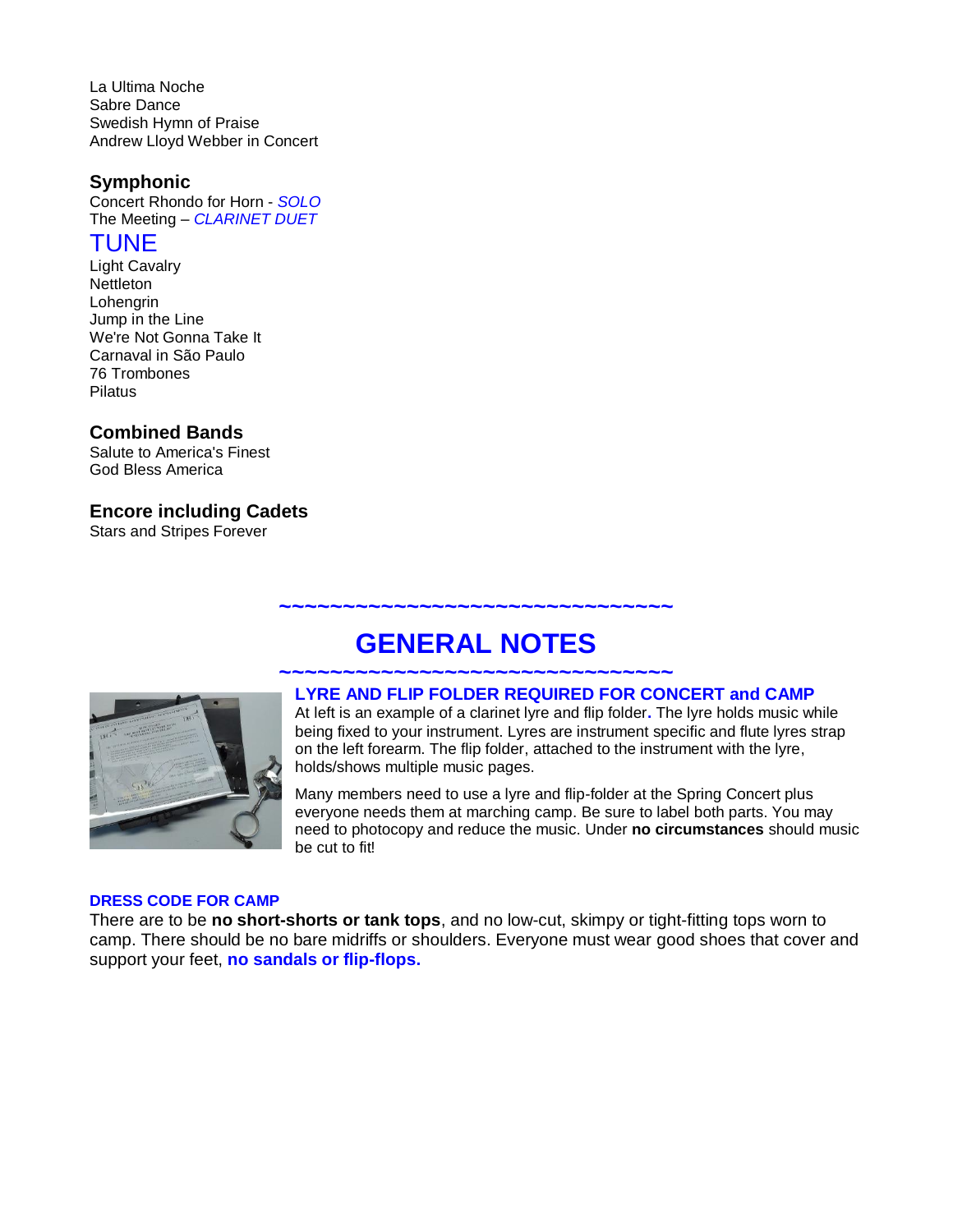La Ultima Noche
Sabre Dance
Swedish Hymn of Praise
Andrew Lloyd Webber in Concert

### Symphonic

Concert Rhondo for Horn - *SOLO*
The Meeting – *CLARINET DUET*

## TUNE

Light Cavalry
Nettleton
Lohengrin
Jump in the Line
We're Not Gonna Take It
Carnaval in São Paulo
76 Trombones
Pilatus

### Combined Bands

Salute to America's Finest
God Bless America

### Encore including Cadets

Stars and Stripes Forever

~~~~~~~~~~~~~~~~~~~~~~~~~~~~~~~~

## GENERAL NOTES

~~~~~~~~~~~~~~~~~~~~~~~~~~~~~~~~

### LYRE AND FLIP FOLDER REQUIRED FOR CONCERT and CAMP

At left is an example of a clarinet lyre and flip folder. The lyre holds music while being fixed to your instrument. Lyres are instrument specific and flute lyres strap on the left forearm. The flip folder, attached to the instrument with the lyre, holds/shows multiple music pages.

Many members need to use a lyre and flip-folder at the Spring Concert plus everyone needs them at marching camp. Be sure to label both parts. You may need to photocopy and reduce the music. Under **no circumstances** should music be cut to fit!

### DRESS CODE FOR CAMP

There are to be **no short-shorts or tank tops**, and no low-cut, skimpy or tight-fitting tops worn to camp. There should be no bare midriffs or shoulders. Everyone must wear good shoes that cover and support your feet, **no sandals or flip-flops.**